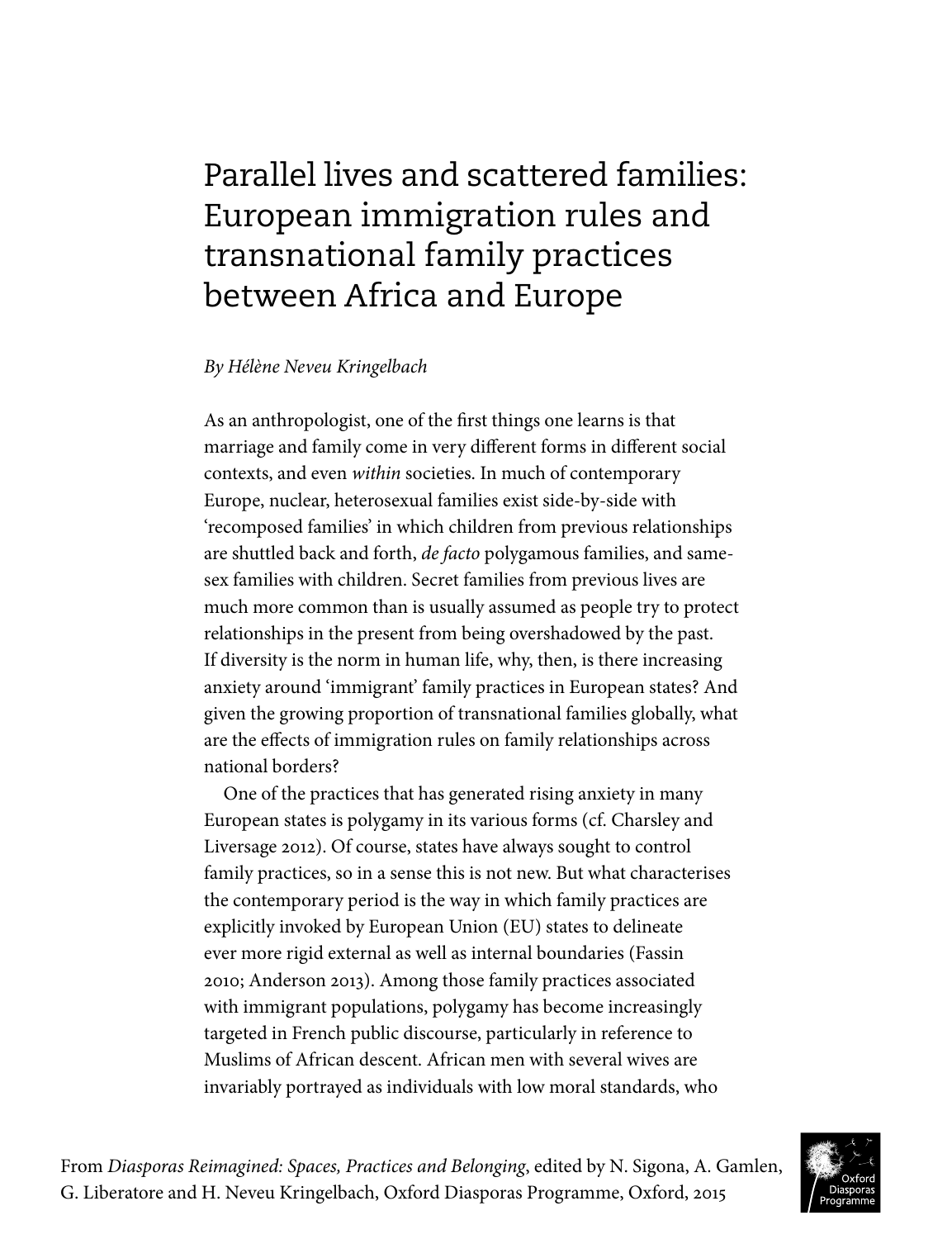# Parallel lives and scattered families: European immigration rules and transnational family practices between Africa and Europe

*By Hélène Neveu Kringelbach*

As an anthropologist, one of the first things one learns is that marriage and family come in very different forms in different social contexts, and even *within* societies. In much of contemporary Europe, nuclear, heterosexual families exist side-by-side with 'recomposed families' in which children from previous relationships are shuttled back and forth, *de facto* polygamous families, and same-sex families with children. Secret families from previous lives are much more common than is usually assumed as people try to protect relationships in the present from being overshadowed by the past. If diversity is the norm in human life, why, then, is there increasing anxiety around 'immigrant' family practices in European states? And given the growing proportion of transnational families globally, what are the effects of immigration rules on family relationships across national borders?

One of the practices that has generated rising anxiety in many European states is polygamy in its various forms (cf. Charsley and Liversage 2012). Of course, states have always sought to control family practices, so in a sense this is not new. But what characterises the contemporary period is the way in which family practices are explicitly invoked by European Union (EU) states to delineate ever more rigid external as well as internal boundaries (Fassin 2010; Anderson 2013). Among those family practices associated with immigrant populations, polygamy has become increasingly targeted in French public discourse, particularly in reference to Muslims of African descent. African men with several wives are invariably portrayed as individuals with low moral standards, who

From *Diasporas Reimagined: Spaces, Practices and Belonging*, edited by N. Sigona, A. Gamlen, G. Liberatore and H. Neveu Kringelbach, Oxford Diasporas Programme, Oxford, 2015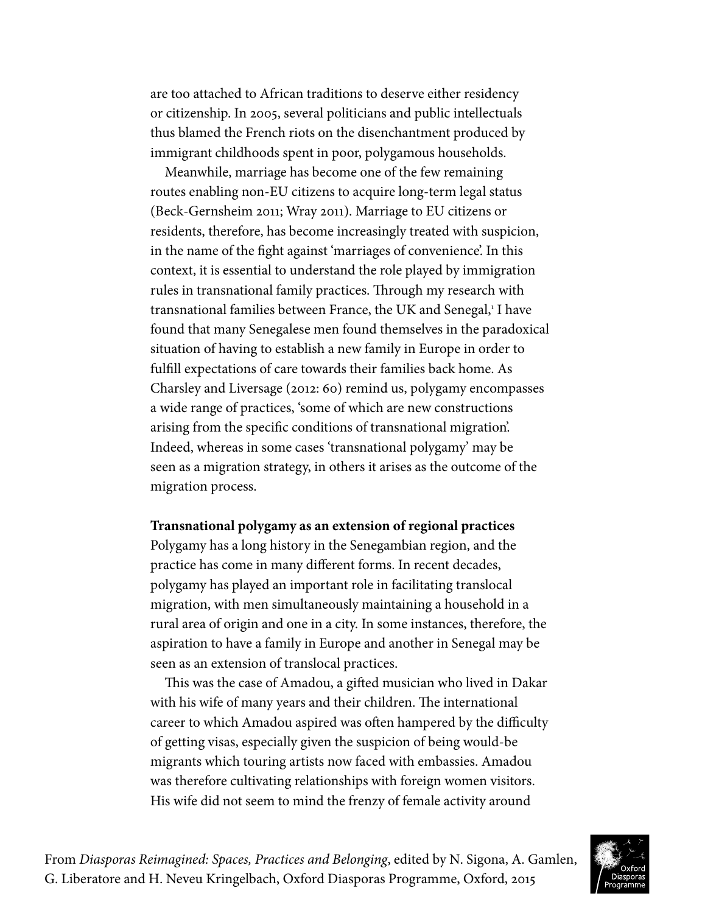are too attached to African traditions to deserve either residency or citizenship. In 2005, several politicians and public intellectuals thus blamed the French riots on the disenchantment produced by immigrant childhoods spent in poor, polygamous households.

Meanwhile, marriage has become one of the few remaining routes enabling non-EU citizens to acquire long-term legal status (Beck-Gernsheim 2011; Wray 2011). Marriage to EU citizens or residents, therefore, has become increasingly treated with suspicion, in the name of the fight against 'marriages of convenience'. In this context, it is essential to understand the role played by immigration rules in transnational family practices. Through my research with transnational families between France, the UK and Senegal,[1] I have found that many Senegalese men found themselves in the paradoxical situation of having to establish a new family in Europe in order to fulfill expectations of care towards their families back home. As Charsley and Liversage (2012: 60) remind us, polygamy encompasses a wide range of practices, 'some of which are new constructions arising from the specific conditions of transnational migration'. Indeed, whereas in some cases 'transnational polygamy' may be seen as a migration strategy, in others it arises as the outcome of the migration process.

**Transnational polygamy as an extension of regional practices**

Polygamy has a long history in the Senegambian region, and the practice has come in many different forms. In recent decades, polygamy has played an important role in facilitating translocal migration, with men simultaneously maintaining a household in a rural area of origin and one in a city. In some instances, therefore, the aspiration to have a family in Europe and another in Senegal may be seen as an extension of translocal practices.

This was the case of Amadou, a gifted musician who lived in Dakar with his wife of many years and their children. The international career to which Amadou aspired was often hampered by the difficulty of getting visas, especially given the suspicion of being would-be migrants which touring artists now faced with embassies. Amadou was therefore cultivating relationships with foreign women visitors. His wife did not seem to mind the frenzy of female activity around

From *Diasporas Reimagined: Spaces, Practices and Belonging*, edited by N. Sigona, A. Gamlen, G. Liberatore and H. Neveu Kringelbach, Oxford Diasporas Programme, Oxford, 2015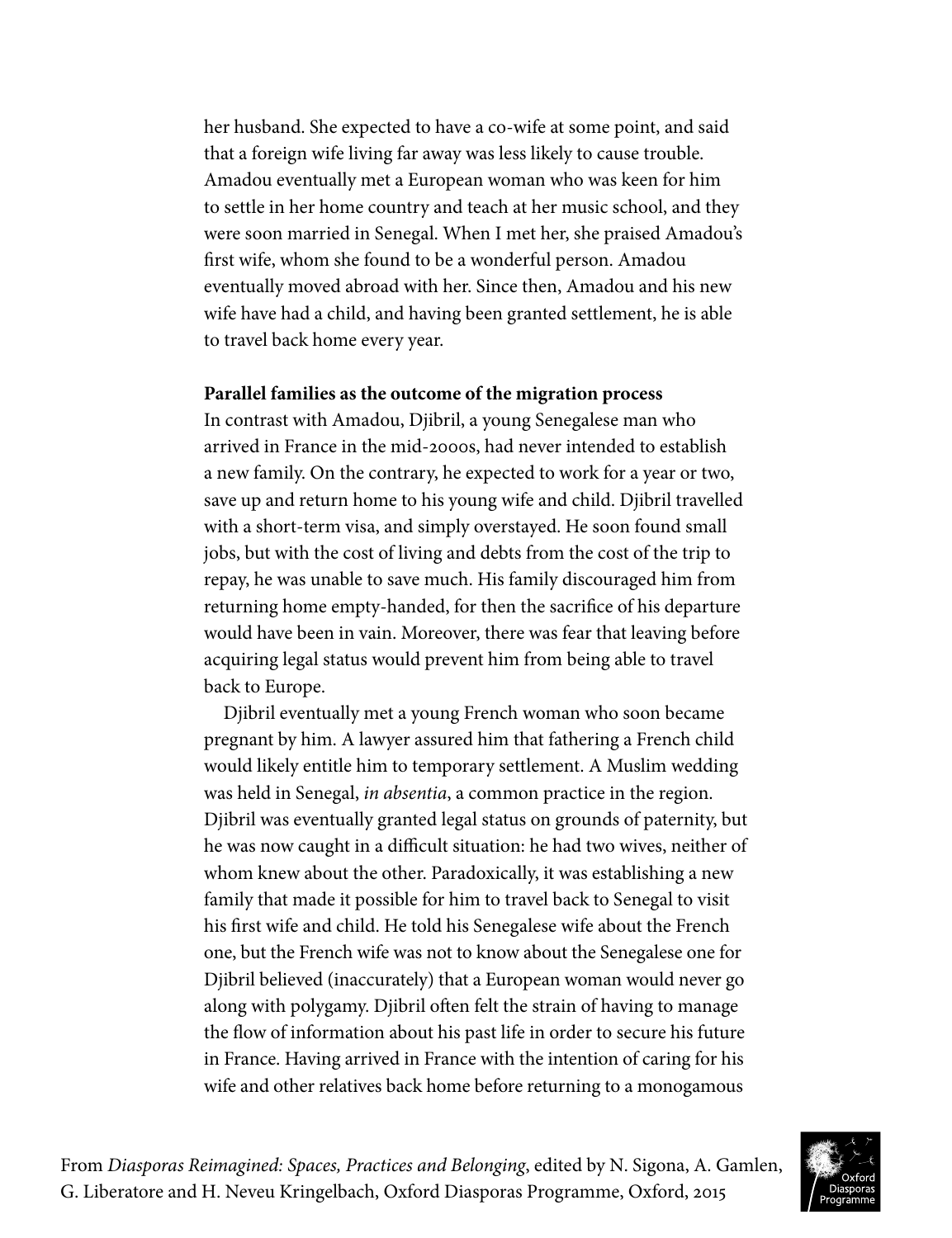her husband. She expected to have a co-wife at some point, and said that a foreign wife living far away was less likely to cause trouble. Amadou eventually met a European woman who was keen for him to settle in her home country and teach at her music school, and they were soon married in Senegal. When I met her, she praised Amadou's first wife, whom she found to be a wonderful person. Amadou eventually moved abroad with her. Since then, Amadou and his new wife have had a child, and having been granted settlement, he is able to travel back home every year.

**Parallel families as the outcome of the migration process**

In contrast with Amadou, Djibril, a young Senegalese man who arrived in France in the mid-2000s, had never intended to establish a new family. On the contrary, he expected to work for a year or two, save up and return home to his young wife and child. Djibril travelled with a short-term visa, and simply overstayed. He soon found small jobs, but with the cost of living and debts from the cost of the trip to repay, he was unable to save much. His family discouraged him from returning home empty-handed, for then the sacrifice of his departure would have been in vain. Moreover, there was fear that leaving before acquiring legal status would prevent him from being able to travel back to Europe.

Djibril eventually met a young French woman who soon became pregnant by him. A lawyer assured him that fathering a French child would likely entitle him to temporary settlement. A Muslim wedding was held in Senegal, *in absentia*, a common practice in the region. Djibril was eventually granted legal status on grounds of paternity, but he was now caught in a difficult situation: he had two wives, neither of whom knew about the other. Paradoxically, it was establishing a new family that made it possible for him to travel back to Senegal to visit his first wife and child. He told his Senegalese wife about the French one, but the French wife was not to know about the Senegalese one for Djibril believed (inaccurately) that a European woman would never go along with polygamy. Djibril often felt the strain of having to manage the flow of information about his past life in order to secure his future in France. Having arrived in France with the intention of caring for his wife and other relatives back home before returning to a monogamous

From *Diasporas Reimagined: Spaces, Practices and Belonging*, edited by N. Sigona, A. Gamlen, G. Liberatore and H. Neveu Kringelbach, Oxford Diasporas Programme, Oxford, 2015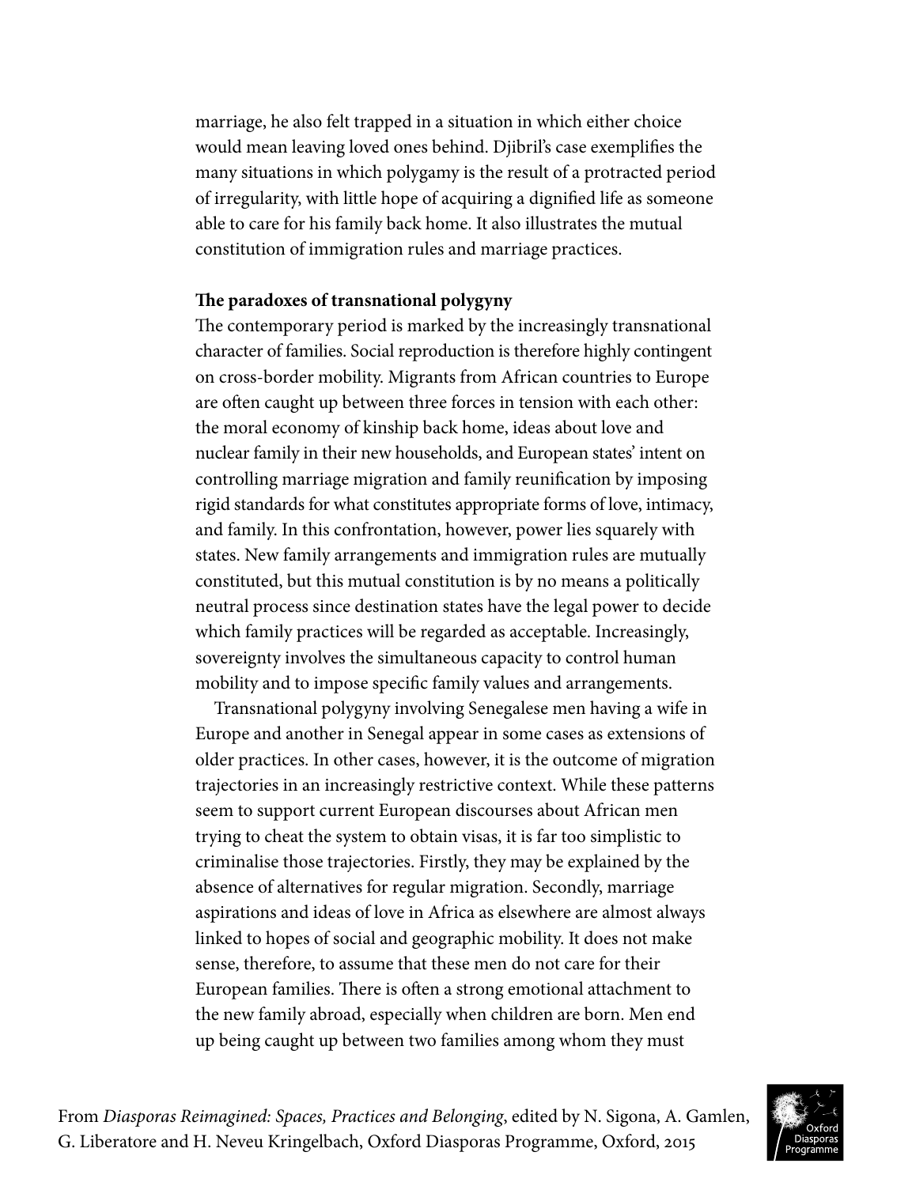marriage, he also felt trapped in a situation in which either choice would mean leaving loved ones behind. Djibril's case exemplifies the many situations in which polygamy is the result of a protracted period of irregularity, with little hope of acquiring a dignified life as someone able to care for his family back home. It also illustrates the mutual constitution of immigration rules and marriage practices.

**The paradoxes of transnational polygyny**

The contemporary period is marked by the increasingly transnational character of families. Social reproduction is therefore highly contingent on cross-border mobility. Migrants from African countries to Europe are often caught up between three forces in tension with each other: the moral economy of kinship back home, ideas about love and nuclear family in their new households, and European states' intent on controlling marriage migration and family reunification by imposing rigid standards for what constitutes appropriate forms of love, intimacy, and family. In this confrontation, however, power lies squarely with states. New family arrangements and immigration rules are mutually constituted, but this mutual constitution is by no means a politically neutral process since destination states have the legal power to decide which family practices will be regarded as acceptable. Increasingly, sovereignty involves the simultaneous capacity to control human mobility and to impose specific family values and arrangements.

Transnational polygyny involving Senegalese men having a wife in Europe and another in Senegal appear in some cases as extensions of older practices. In other cases, however, it is the outcome of migration trajectories in an increasingly restrictive context. While these patterns seem to support current European discourses about African men trying to cheat the system to obtain visas, it is far too simplistic to criminalise those trajectories. Firstly, they may be explained by the absence of alternatives for regular migration. Secondly, marriage aspirations and ideas of love in Africa as elsewhere are almost always linked to hopes of social and geographic mobility. It does not make sense, therefore, to assume that these men do not care for their European families. There is often a strong emotional attachment to the new family abroad, especially when children are born. Men end up being caught up between two families among whom they must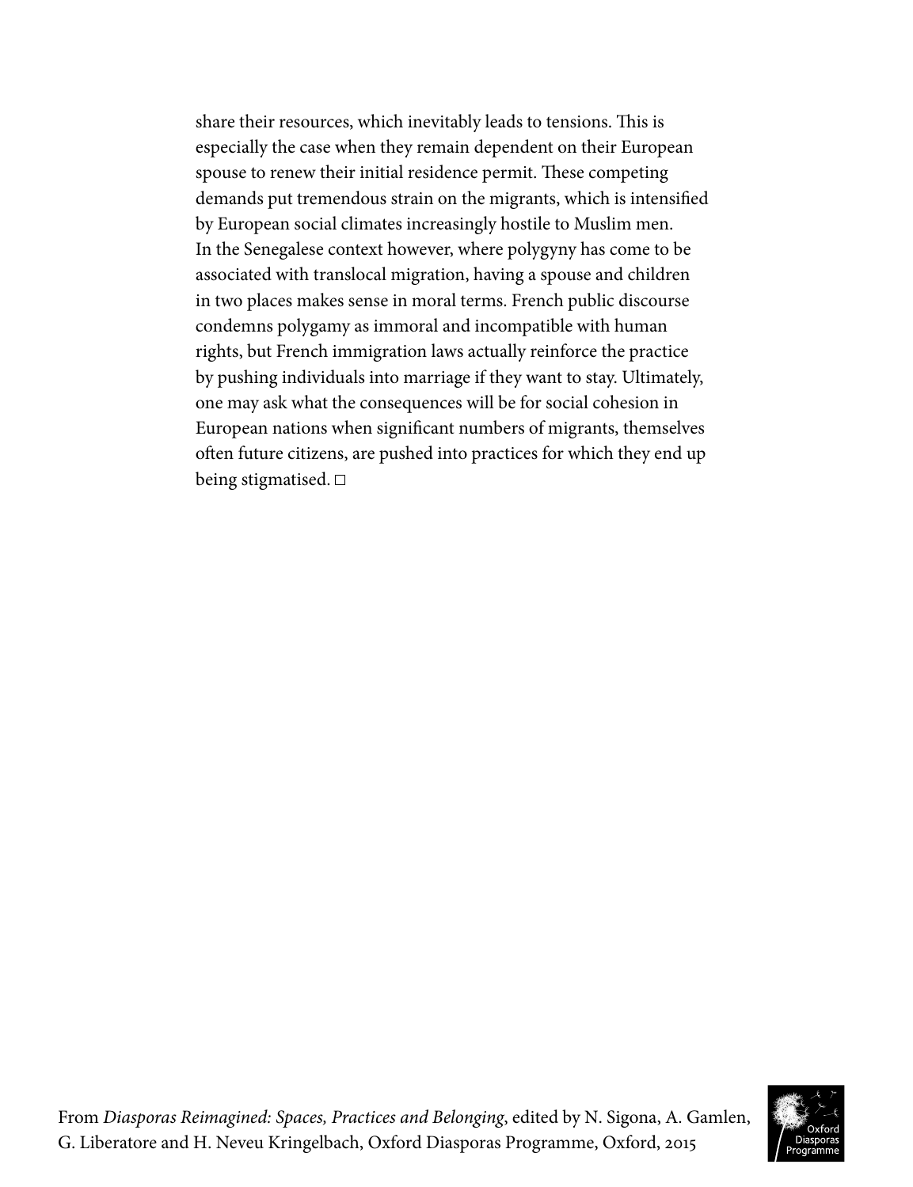share their resources, which inevitably leads to tensions. This is especially the case when they remain dependent on their European spouse to renew their initial residence permit. These competing demands put tremendous strain on the migrants, which is intensified by European social climates increasingly hostile to Muslim men. In the Senegalese context however, where polygyny has come to be associated with translocal migration, having a spouse and children in two places makes sense in moral terms. French public discourse condemns polygamy as immoral and incompatible with human rights, but French immigration laws actually reinforce the practice by pushing individuals into marriage if they want to stay. Ultimately, one may ask what the consequences will be for social cohesion in European nations when significant numbers of migrants, themselves often future citizens, are pushed into practices for which they end up being stigmatised. □

From *Diasporas Reimagined: Spaces, Practices and Belonging*, edited by N. Sigona, A. Gamlen, G. Liberatore and H. Neveu Kringelbach, Oxford Diasporas Programme, Oxford, 2015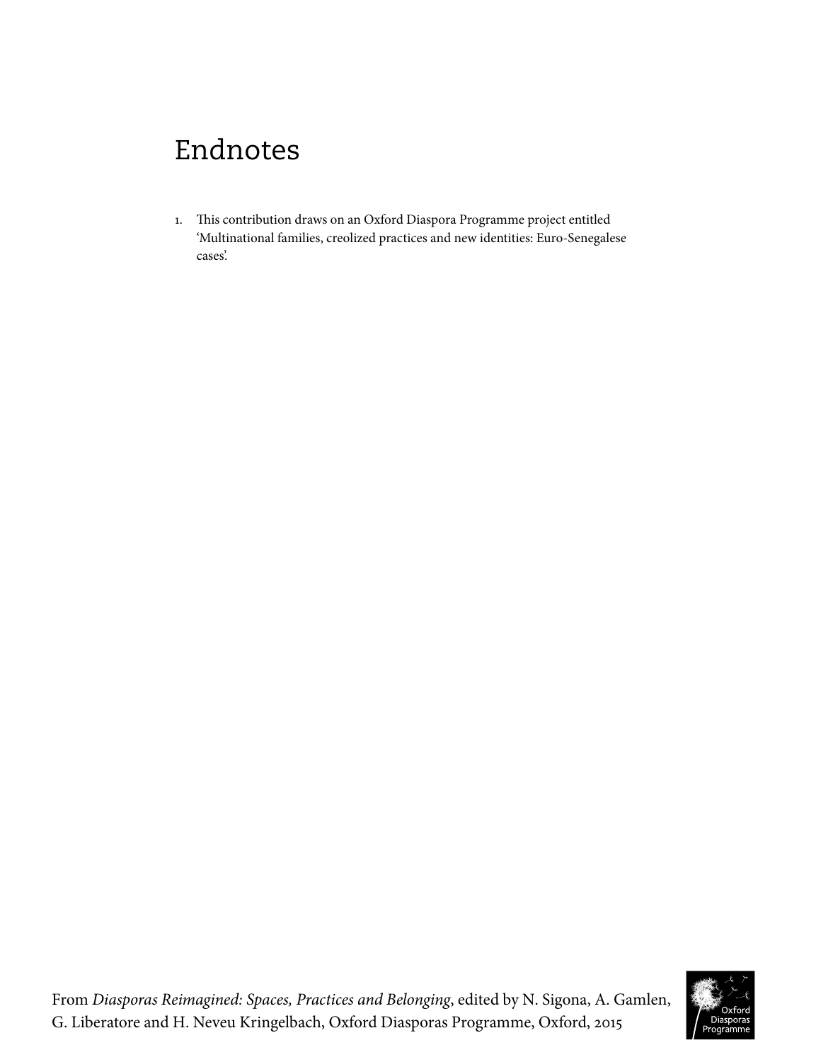# Endnotes

1. This contribution draws on an Oxford Diaspora Programme project entitled 'Multinational families, creolized practices and new identities: Euro-Senegalese cases'.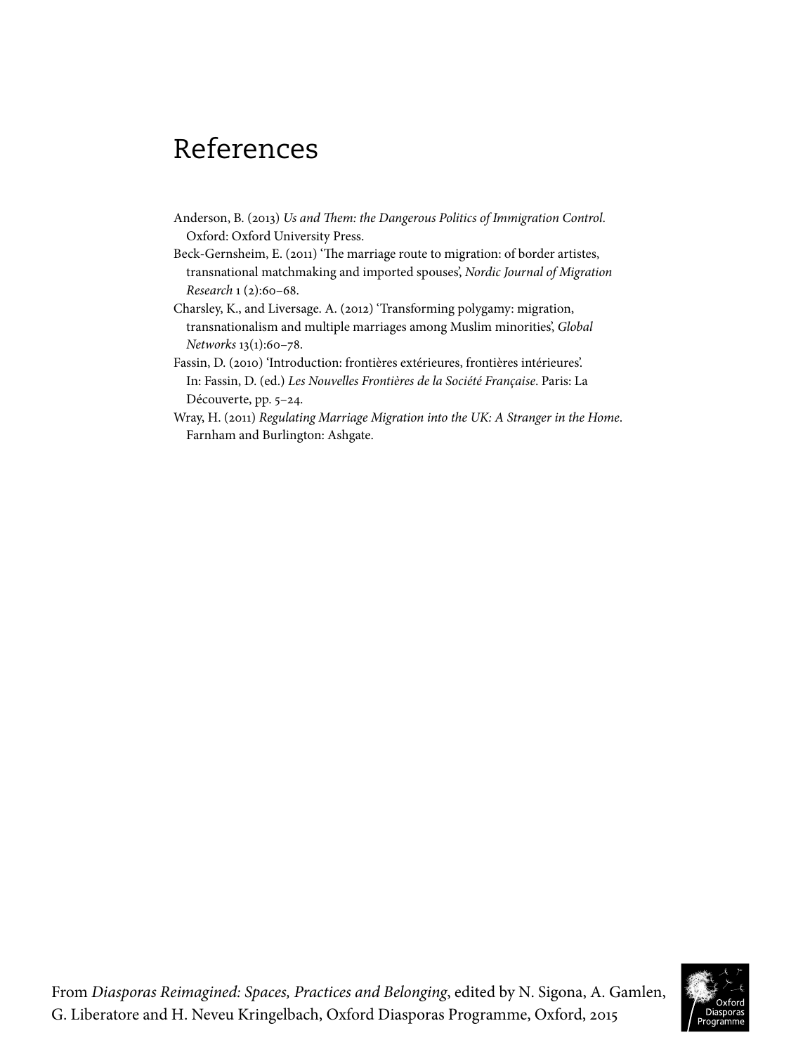# References

Anderson, B. (2013) *Us and Them: the Dangerous Politics of Immigration Control*. Oxford: Oxford University Press.

Beck-Gernsheim, E. (2011) 'The marriage route to migration: of border artistes, transnational matchmaking and imported spouses', *Nordic Journal of Migration Research* 1 (2):60–68.

Charsley, K., and Liversage. A. (2012) 'Transforming polygamy: migration, transnationalism and multiple marriages among Muslim minorities', *Global Networks* 13(1):60–78.

Fassin, D. (2010) 'Introduction: frontières extérieures, frontières intérieures'. In: Fassin, D. (ed.) *Les Nouvelles Frontières de la Société Française*. Paris: La Découverte, pp. 5–24.

Wray, H. (2011) *Regulating Marriage Migration into the UK: A Stranger in the Home*. Farnham and Burlington: Ashgate.